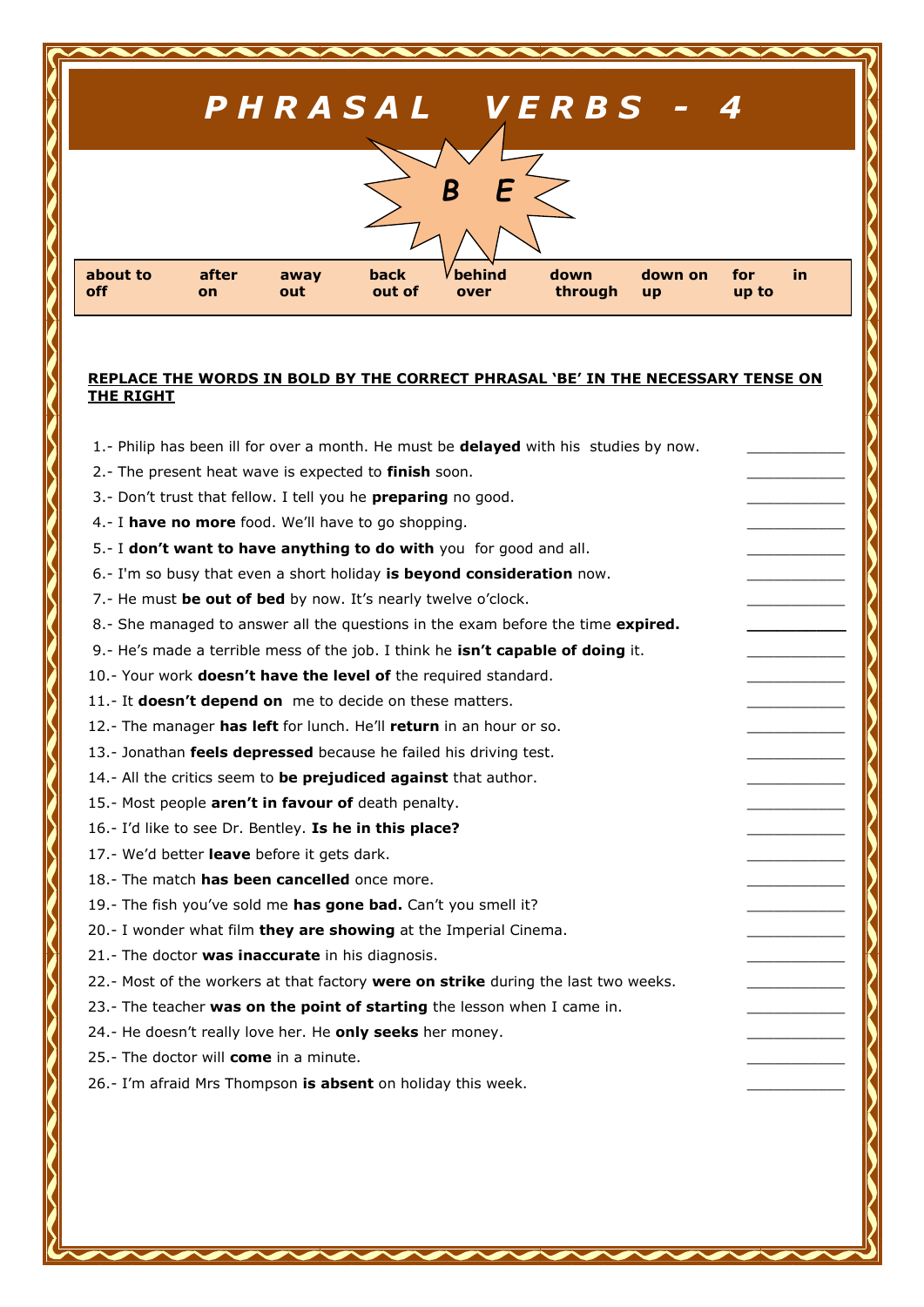# PHRASAL VERBS - 4

## BE

| about to | after | away | back | behind | down | down on | for | in |
|---|---|---|---|---|---|---|---|---|
| off | on | out | out of | over | through | up | up to | |

**REPLACE THE WORDS IN BOLD BY THE CORRECT PHRASAL 'BE' IN THE NECESSARY TENSE ON THE RIGHT**

1.- Philip has been ill for over a month. He must be **delayed** with his studies by now. ___________
2.- The present heat wave is expected to **finish** soon. ___________
3.- Don't trust that fellow. I tell you he **preparing** no good. ___________
4.- I **have no more** food. We'll have to go shopping. ___________
5.- I **don't want to have anything to do with** you for good and all. ___________
6.- I'm so busy that even a short holiday **is beyond consideration** now. ___________
7.- He must **be out of bed** by now. It's nearly twelve o'clock. ___________
8.- She managed to answer all the questions in the exam before the time **expired.** ___________
9.- He's made a terrible mess of the job. I think he **isn't capable of doing** it. ___________
10.- Your work **doesn't have the level of** the required standard. ___________
11.- It **doesn't depend on** me to decide on these matters. ___________
12.- The manager **has left** for lunch. He'll **return** in an hour or so. ___________
13.- Jonathan **feels depressed** because he failed his driving test. ___________
14.- All the critics seem to **be prejudiced against** that author. ___________
15.- Most people **aren't in favour of** death penalty. ___________
16.- I'd like to see Dr. Bentley. **Is he in this place?** ___________
17.- We'd better **leave** before it gets dark. ___________
18.- The match **has been cancelled** once more. ___________
19.- The fish you've sold me **has gone bad.** Can't you smell it? ___________
20.- I wonder what film **they are showing** at the Imperial Cinema. ___________
21.- The doctor **was inaccurate** in his diagnosis. ___________
22.- Most of the workers at that factory **were on strike** during the last two weeks. ___________
23.- The teacher **was on the point of starting** the lesson when I came in. ___________
24.- He doesn't really love her. He **only seeks** her money. ___________
25.- The doctor will **come** in a minute. ___________
26.- I'm afraid Mrs Thompson **is absent** on holiday this week. ___________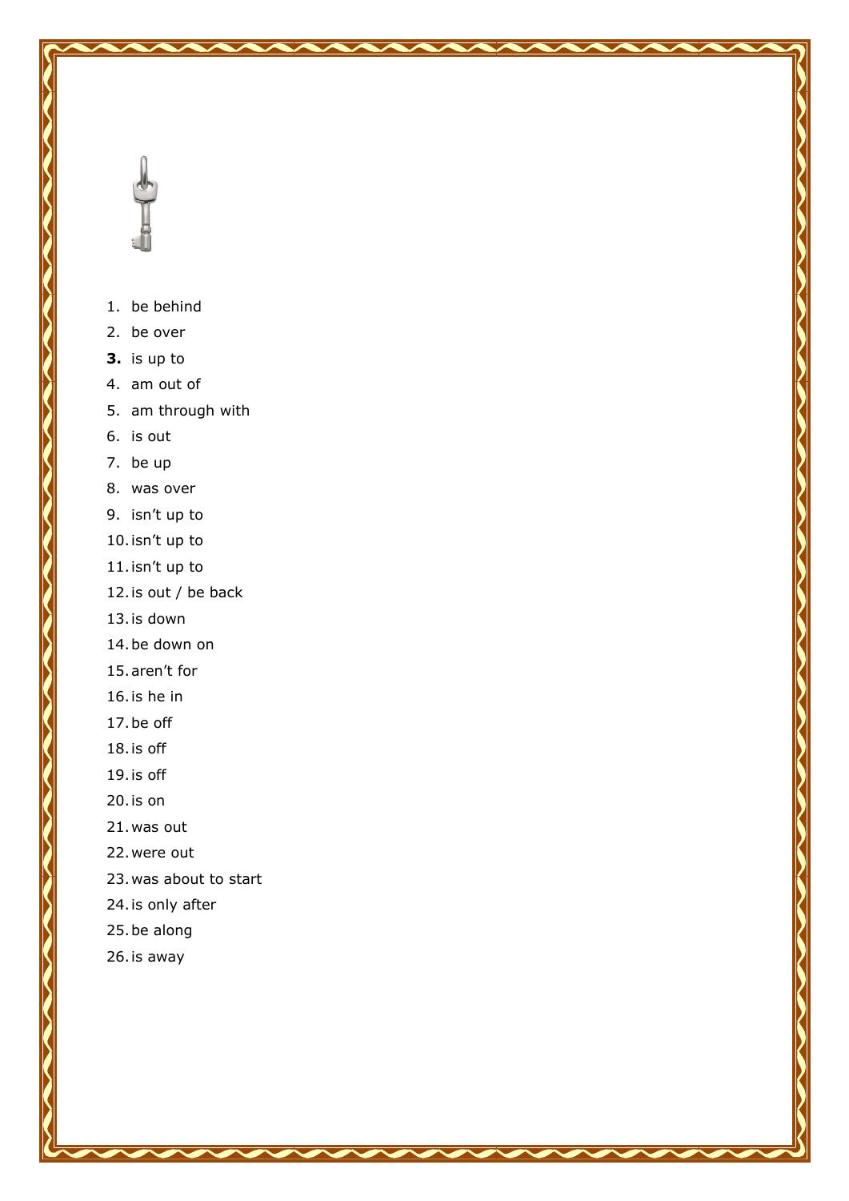1. be behind
2. be over
3. **3.** is up to
4. am out of
5. am through with
6. is out
7. be up
8. was over
9. isn't up to
10. isn't up to
11. isn't up to
12. is out / be back
13. is down
14. be down on
15. aren't for
16. is he in
17. be off
18. is off
19. is off
20. is on
21. was out
22. were out
23. was about to start
24. is only after
25. be along
26. is away